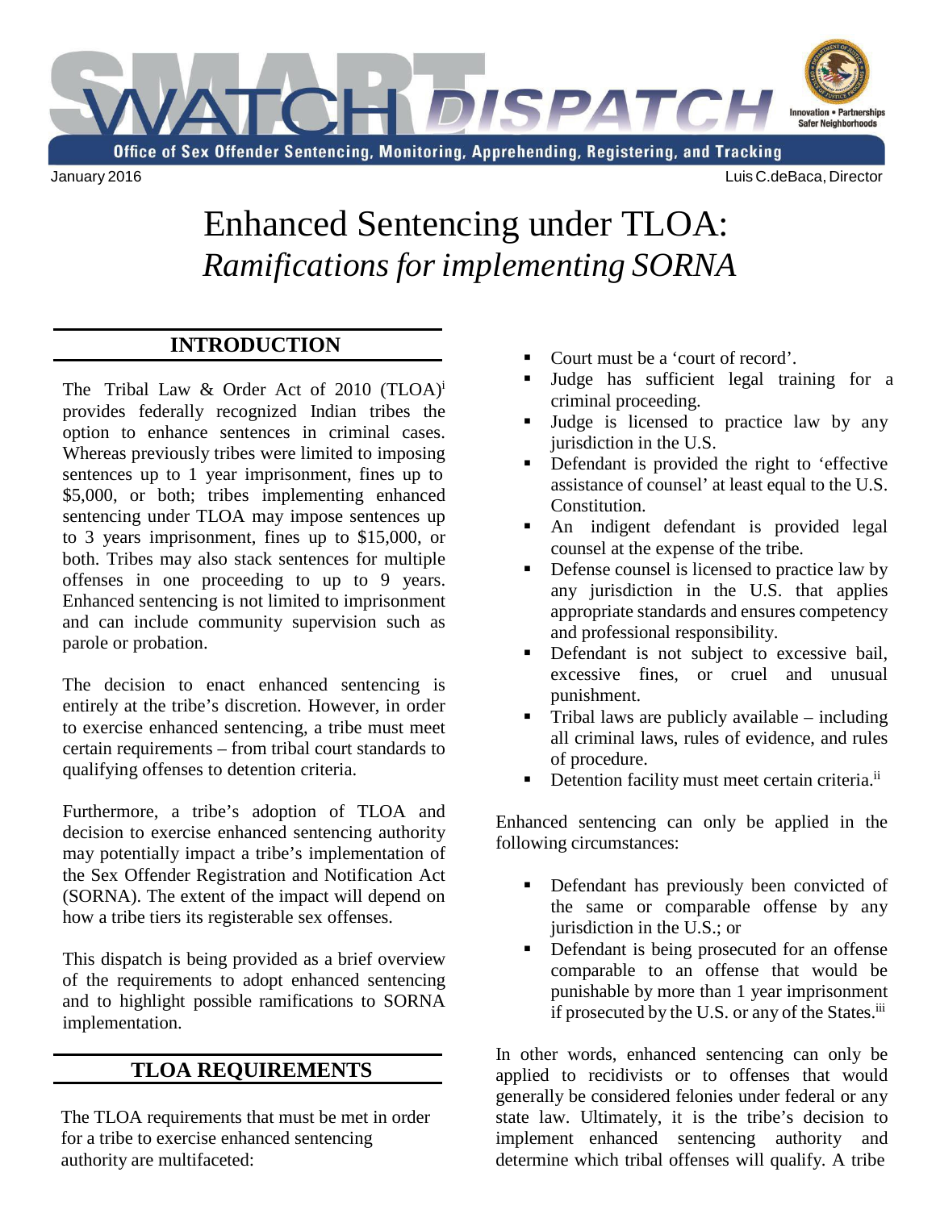# SMART WATCH DISPATCH

Office of Sex Offender Sentencing, Monitoring, Apprehending, Registering, and Tracking

January 2016

Luis C.deBaca, Director

# Enhanced Sentencing under TLOA: *Ramifications for implementing SORNA*

## INTRODUCTION

The Tribal Law & Order Act of 2010 (TLOA)[i] provides federally recognized Indian tribes the option to enhance sentences in criminal cases. Whereas previously tribes were limited to imposing sentences up to 1 year imprisonment, fines up to $5,000, or both; tribes implementing enhanced sentencing under TLOA may impose sentences up to 3 years imprisonment, fines up to $15,000, or both. Tribes may also stack sentences for multiple offenses in one proceeding to up to 9 years. Enhanced sentencing is not limited to imprisonment and can include community supervision such as parole or probation.

The decision to enact enhanced sentencing is entirely at the tribe's discretion. However, in order to exercise enhanced sentencing, a tribe must meet certain requirements – from tribal court standards to qualifying offenses to detention criteria.

Furthermore, a tribe's adoption of TLOA and decision to exercise enhanced sentencing authority may potentially impact a tribe's implementation of the Sex Offender Registration and Notification Act (SORNA). The extent of the impact will depend on how a tribe tiers its registerable sex offenses.

This dispatch is being provided as a brief overview of the requirements to adopt enhanced sentencing and to highlight possible ramifications to SORNA implementation.

## TLOA REQUIREMENTS

The TLOA requirements that must be met in order for a tribe to exercise enhanced sentencing authority are multifaceted:

- Court must be a 'court of record'.
- Judge has sufficient legal training for a criminal proceeding.
- Judge is licensed to practice law by any jurisdiction in the U.S.
- Defendant is provided the right to 'effective assistance of counsel' at least equal to the U.S. Constitution.
- An indigent defendant is provided legal counsel at the expense of the tribe.
- Defense counsel is licensed to practice law by any jurisdiction in the U.S. that applies appropriate standards and ensures competency and professional responsibility.
- Defendant is not subject to excessive bail, excessive fines, or cruel and unusual punishment.
- Tribal laws are publicly available – including all criminal laws, rules of evidence, and rules of procedure.
- Detention facility must meet certain criteria.[ii]

Enhanced sentencing can only be applied in the following circumstances:

- Defendant has previously been convicted of the same or comparable offense by any jurisdiction in the U.S.; or
- Defendant is being prosecuted for an offense comparable to an offense that would be punishable by more than 1 year imprisonment if prosecuted by the U.S. or any of the States.[iii]

In other words, enhanced sentencing can only be applied to recidivists or to offenses that would generally be considered felonies under federal or any state law. Ultimately, it is the tribe's decision to implement enhanced sentencing authority and determine which tribal offenses will qualify. A tribe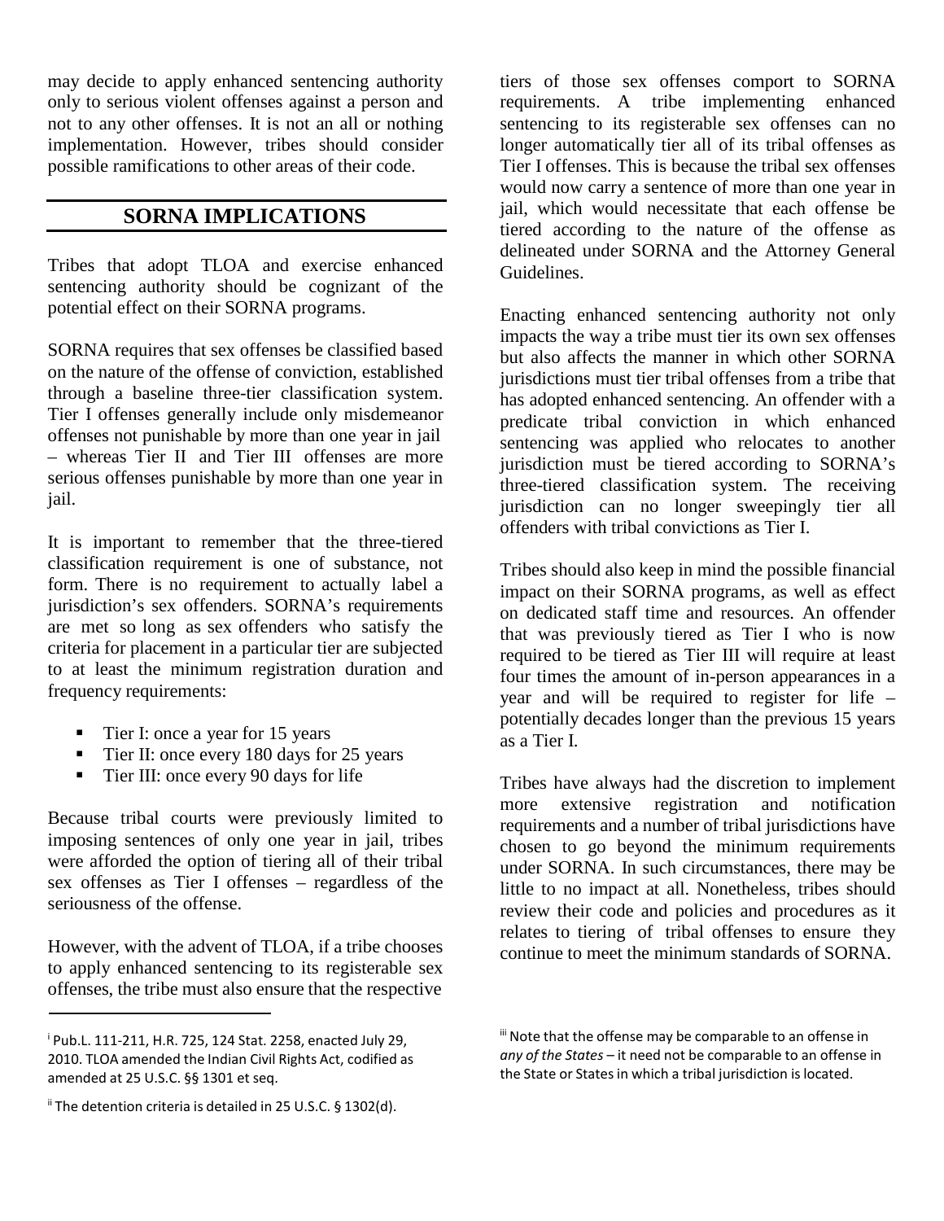may decide to apply enhanced sentencing authority only to serious violent offenses against a person and not to any other offenses. It is not an all or nothing implementation. However, tribes should consider possible ramifications to other areas of their code.

## SORNA IMPLICATIONS

Tribes that adopt TLOA and exercise enhanced sentencing authority should be cognizant of the potential effect on their SORNA programs.

SORNA requires that sex offenses be classified based on the nature of the offense of conviction, established through a baseline three-tier classification system. Tier I offenses generally include only misdemeanor offenses not punishable by more than one year in jail – whereas Tier II and Tier III offenses are more serious offenses punishable by more than one year in jail.

It is important to remember that the three-tiered classification requirement is one of substance, not form. There is no requirement to actually label a jurisdiction's sex offenders. SORNA's requirements are met so long as sex offenders who satisfy the criteria for placement in a particular tier are subjected to at least the minimum registration duration and frequency requirements:

- Tier I: once a year for 15 years
- Tier II: once every 180 days for 25 years
- Tier III: once every 90 days for life

Because tribal courts were previously limited to imposing sentences of only one year in jail, tribes were afforded the option of tiering all of their tribal sex offenses as Tier I offenses – regardless of the seriousness of the offense.

However, with the advent of TLOA, if a tribe chooses to apply enhanced sentencing to its registerable sex offenses, the tribe must also ensure that the respective tiers of those sex offenses comport to SORNA requirements. A tribe implementing enhanced sentencing to its registerable sex offenses can no longer automatically tier all of its tribal offenses as Tier I offenses. This is because the tribal sex offenses would now carry a sentence of more than one year in jail, which would necessitate that each offense be tiered according to the nature of the offense as delineated under SORNA and the Attorney General Guidelines.

Enacting enhanced sentencing authority not only impacts the way a tribe must tier its own sex offenses but also affects the manner in which other SORNA jurisdictions must tier tribal offenses from a tribe that has adopted enhanced sentencing. An offender with a predicate tribal conviction in which enhanced sentencing was applied who relocates to another jurisdiction must be tiered according to SORNA's three-tiered classification system. The receiving jurisdiction can no longer sweepingly tier all offenders with tribal convictions as Tier I.

Tribes should also keep in mind the possible financial impact on their SORNA programs, as well as effect on dedicated staff time and resources. An offender that was previously tiered as Tier I who is now required to be tiered as Tier III will require at least four times the amount of in-person appearances in a year and will be required to register for life – potentially decades longer than the previous 15 years as a Tier I.

Tribes have always had the discretion to implement more extensive registration and notification requirements and a number of tribal jurisdictions have chosen to go beyond the minimum requirements under SORNA. In such circumstances, there may be little to no impact at all. Nonetheless, tribes should review their code and policies and procedures as it relates to tiering of tribal offenses to ensure they continue to meet the minimum standards of SORNA.

---

[i] Pub.L. 111-211, H.R. 725, 124 Stat. 2258, enacted July 29, 2010. TLOA amended the Indian Civil Rights Act, codified as amended at 25 U.S.C. §§ 1301 et seq.

[ii] The detention criteria is detailed in 25 U.S.C. § 1302(d).

[iii] Note that the offense may be comparable to an offense in *any of the States* – it need not be comparable to an offense in the State or States in which a tribal jurisdiction is located.